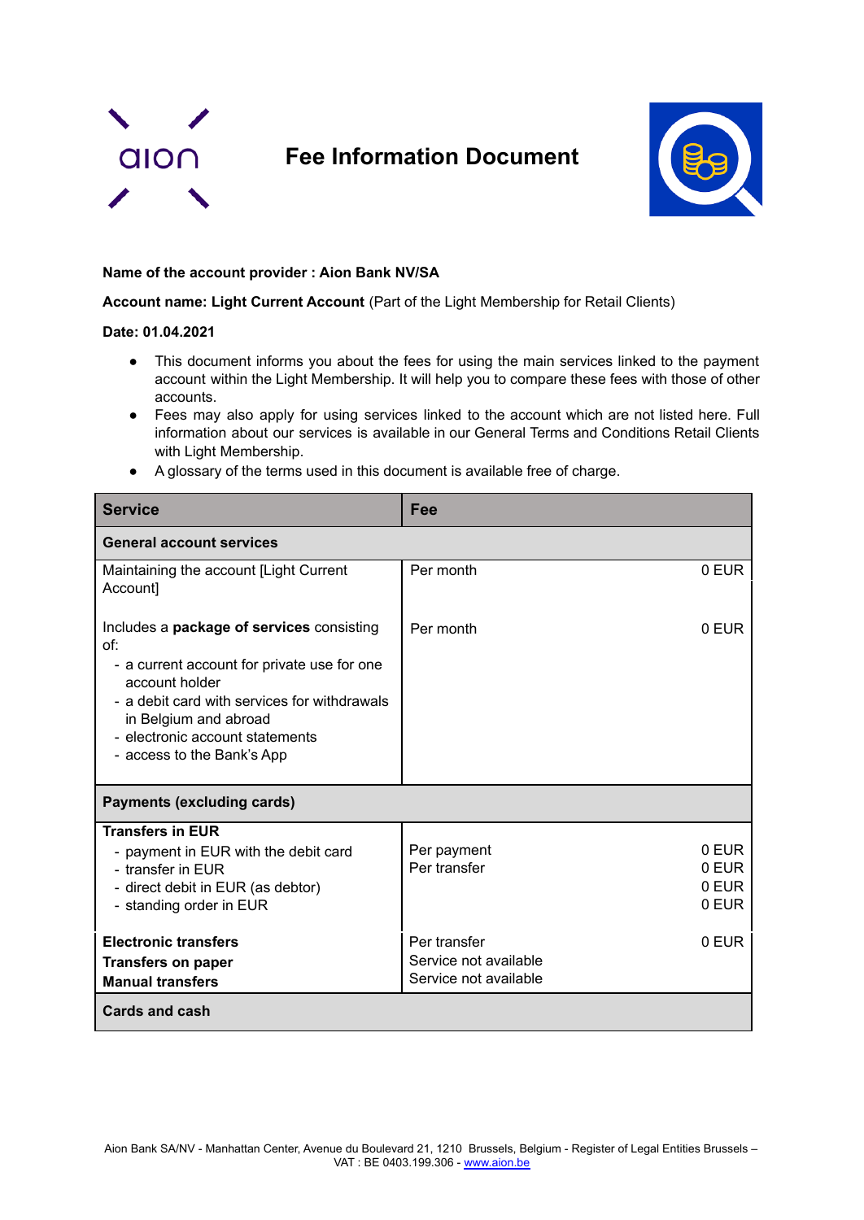# Fee Information Document

**Name of the account provider : Aion Bank NV/SA**

**Account name: Light Current Account** (Part of the Light Membership for Retail Clients)

**Date: 01.04.2021**

- This document informs you about the fees for using the main services linked to the payment account within the Light Membership. It will help you to compare these fees with those of other accounts.
- Fees may also apply for using services linked to the account which are not listed here. Full information about our services is available in our General Terms and Conditions Retail Clients with Light Membership.
- A glossary of the terms used in this document is available free of charge.

| Service | Fee | |
|---|---|---|
| **General account services** | | |
| Maintaining the account [Light Current Account] | Per month | 0 EUR |
| Includes a **package of services** consisting of:<br>- a current account for private use for one account holder<br>- a debit card with services for withdrawals in Belgium and abroad<br>- electronic account statements<br>- access to the Bank's App | Per month | 0 EUR |
| **Payments (excluding cards)** | | |
| **Transfers in EUR**<br>- payment in EUR with the debit card<br>- transfer in EUR<br>- direct debit in EUR (as debtor)<br>- standing order in EUR | Per payment<br>Per transfer | 0 EUR<br>0 EUR<br>0 EUR<br>0 EUR |
| **Electronic transfers**<br>**Transfers on paper**<br>**Manual transfers** | Per transfer<br>Service not available<br>Service not available | 0 EUR |
| **Cards and cash** | | |

Aion Bank SA/NV - Manhattan Center, Avenue du Boulevard 21, 1210 Brussels, Belgium - Register of Legal Entities Brussels – VAT : BE 0403.199.306 - www.aion.be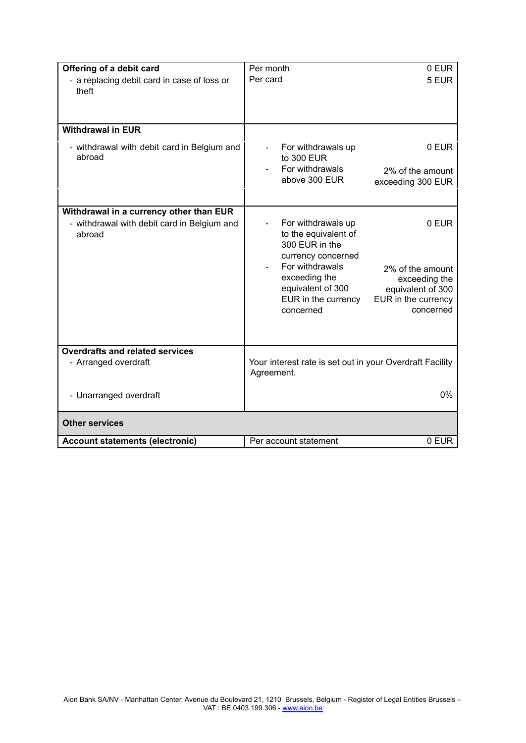| | | |
|---|---|---|
| **Offering of a debit card**<br>- a replacing debit card in case of loss or theft | Per month<br>Per card | 0 EUR<br>5 EUR |
| **Withdrawal in EUR**<br>- withdrawal with debit card in Belgium and abroad | - For withdrawals up to 300 EUR<br>- For withdrawals above 300 EUR | 0 EUR<br>2% of the amount exceeding 300 EUR |
| **Withdrawal in a currency other than EUR**<br>- withdrawal with debit card in Belgium and abroad | - For withdrawals up to the equivalent of 300 EUR in the currency concerned<br>- For withdrawals exceeding the equivalent of 300 EUR in the currency concerned | 0 EUR<br>2% of the amount exceeding the equivalent of 300 EUR in the currency concerned |
| **Overdrafts and related services**<br>- Arranged overdraft<br>- Unarranged overdraft | Your interest rate is set out in your Overdraft Facility Agreement. | <br>0% |
| **Other services** | | |
| **Account statements (electronic)** | Per account statement | 0 EUR |

Aion Bank SA/NV - Manhattan Center, Avenue du Boulevard 21, 1210 Brussels, Belgium - Register of Legal Entities Brussels – VAT : BE 0403.199.306 - www.aion.be